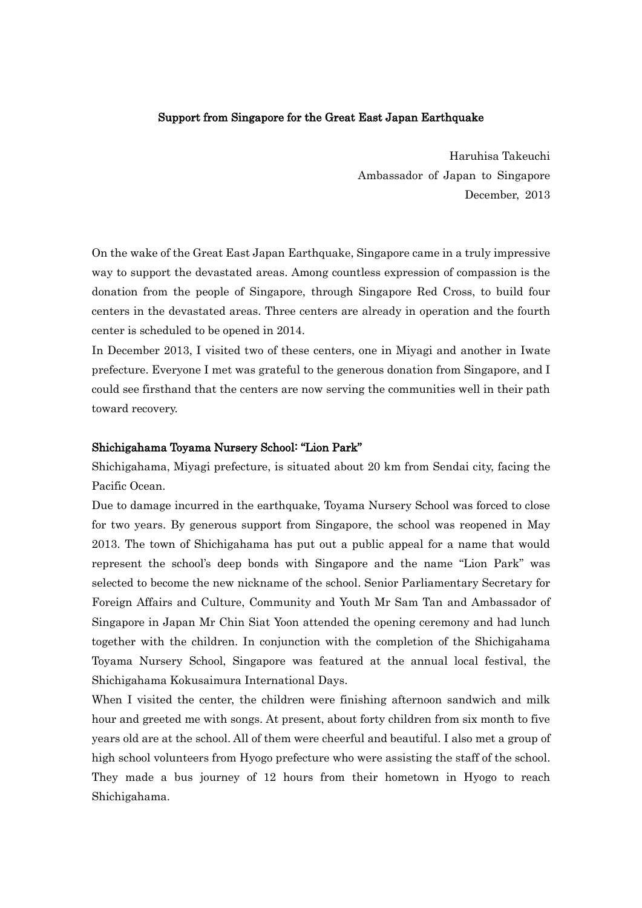# Support from Singapore for the Great East Japan Earthquake

Haruhisa Takeuchi
Ambassador of Japan to Singapore
December, 2013

On the wake of the Great East Japan Earthquake, Singapore came in a truly impressive way to support the devastated areas. Among countless expression of compassion is the donation from the people of Singapore, through Singapore Red Cross, to build four centers in the devastated areas. Three centers are already in operation and the fourth center is scheduled to be opened in 2014.

In December 2013, I visited two of these centers, one in Miyagi and another in Iwate prefecture. Everyone I met was grateful to the generous donation from Singapore, and I could see firsthand that the centers are now serving the communities well in their path toward recovery.

## Shichigahama Toyama Nursery School: "Lion Park"

Shichigahama, Miyagi prefecture, is situated about 20 km from Sendai city, facing the Pacific Ocean.

Due to damage incurred in the earthquake, Toyama Nursery School was forced to close for two years. By generous support from Singapore, the school was reopened in May 2013. The town of Shichigahama has put out a public appeal for a name that would represent the school's deep bonds with Singapore and the name "Lion Park" was selected to become the new nickname of the school. Senior Parliamentary Secretary for Foreign Affairs and Culture, Community and Youth Mr Sam Tan and Ambassador of Singapore in Japan Mr Chin Siat Yoon attended the opening ceremony and had lunch together with the children. In conjunction with the completion of the Shichigahama Toyama Nursery School, Singapore was featured at the annual local festival, the Shichigahama Kokusaimura International Days.

When I visited the center, the children were finishing afternoon sandwich and milk hour and greeted me with songs. At present, about forty children from six month to five years old are at the school. All of them were cheerful and beautiful. I also met a group of high school volunteers from Hyogo prefecture who were assisting the staff of the school. They made a bus journey of 12 hours from their hometown in Hyogo to reach Shichigahama.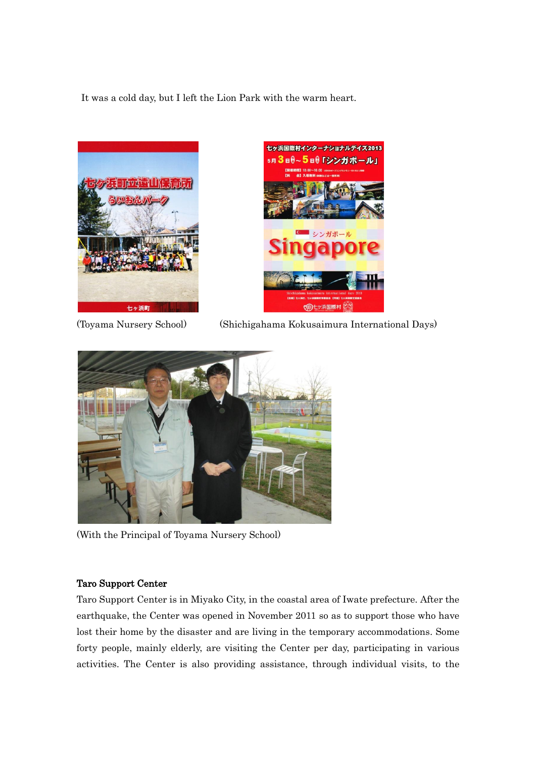It was a cold day, but I left the Lion Park with the warm heart.

(Toyama Nursery School)　　　(Shichigahama Kokusaimura International Days)

(With the Principal of Toyama Nursery School)

**Taro Support Center**

Taro Support Center is in Miyako City, in the coastal area of Iwate prefecture. After the earthquake, the Center was opened in November 2011 so as to support those who have lost their home by the disaster and are living in the temporary accommodations. Some forty people, mainly elderly, are visiting the Center per day, participating in various activities. The Center is also providing assistance, through individual visits, to the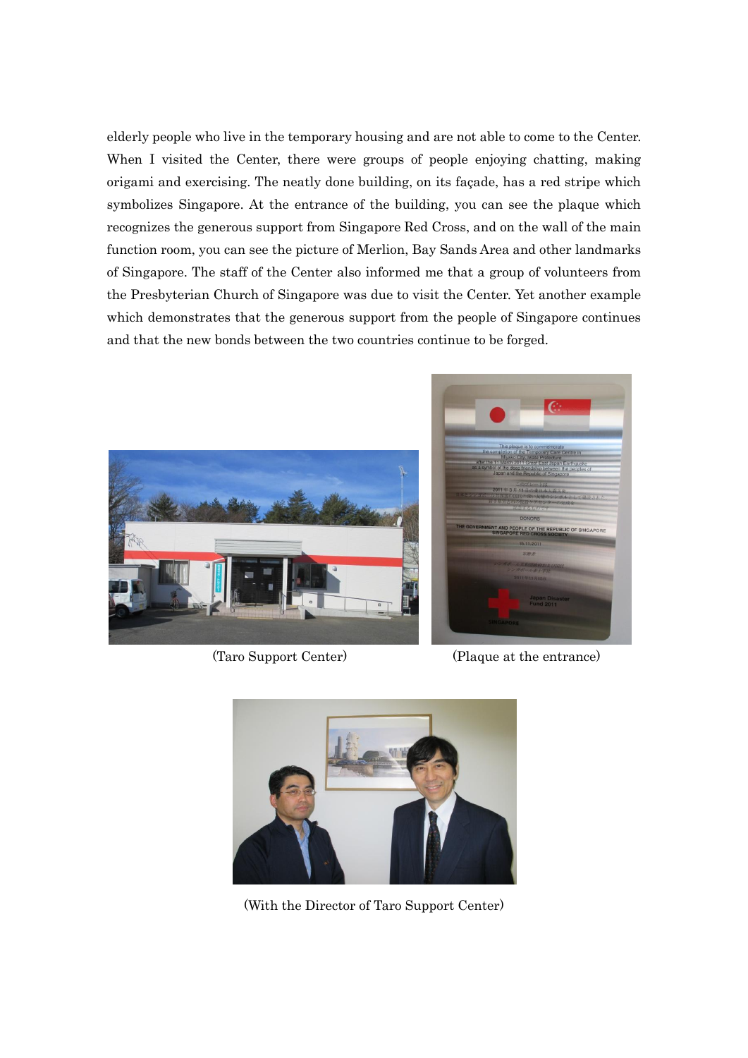elderly people who live in the temporary housing and are not able to come to the Center. When I visited the Center, there were groups of people enjoying chatting, making origami and exercising. The neatly done building, on its façade, has a red stripe which symbolizes Singapore. At the entrance of the building, you can see the plaque which recognizes the generous support from Singapore Red Cross, and on the wall of the main function room, you can see the picture of Merlion, Bay Sands Area and other landmarks of Singapore. The staff of the Center also informed me that a group of volunteers from the Presbyterian Church of Singapore was due to visit the Center. Yet another example which demonstrates that the generous support from the people of Singapore continues and that the new bonds between the two countries continue to be forged.

(Taro Support Center)

(Plaque at the entrance)

(With the Director of Taro Support Center)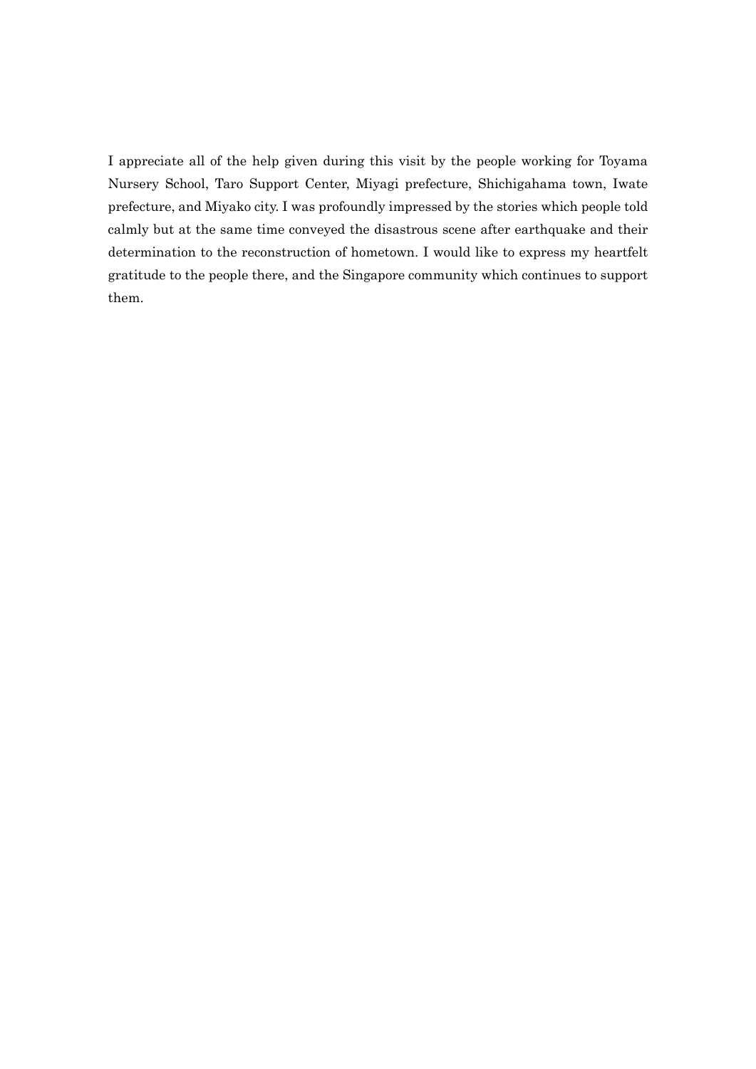I appreciate all of the help given during this visit by the people working for Toyama Nursery School, Taro Support Center, Miyagi prefecture, Shichigahama town, Iwate prefecture, and Miyako city. I was profoundly impressed by the stories which people told calmly but at the same time conveyed the disastrous scene after earthquake and their determination to the reconstruction of hometown. I would like to express my heartfelt gratitude to the people there, and the Singapore community which continues to support them.